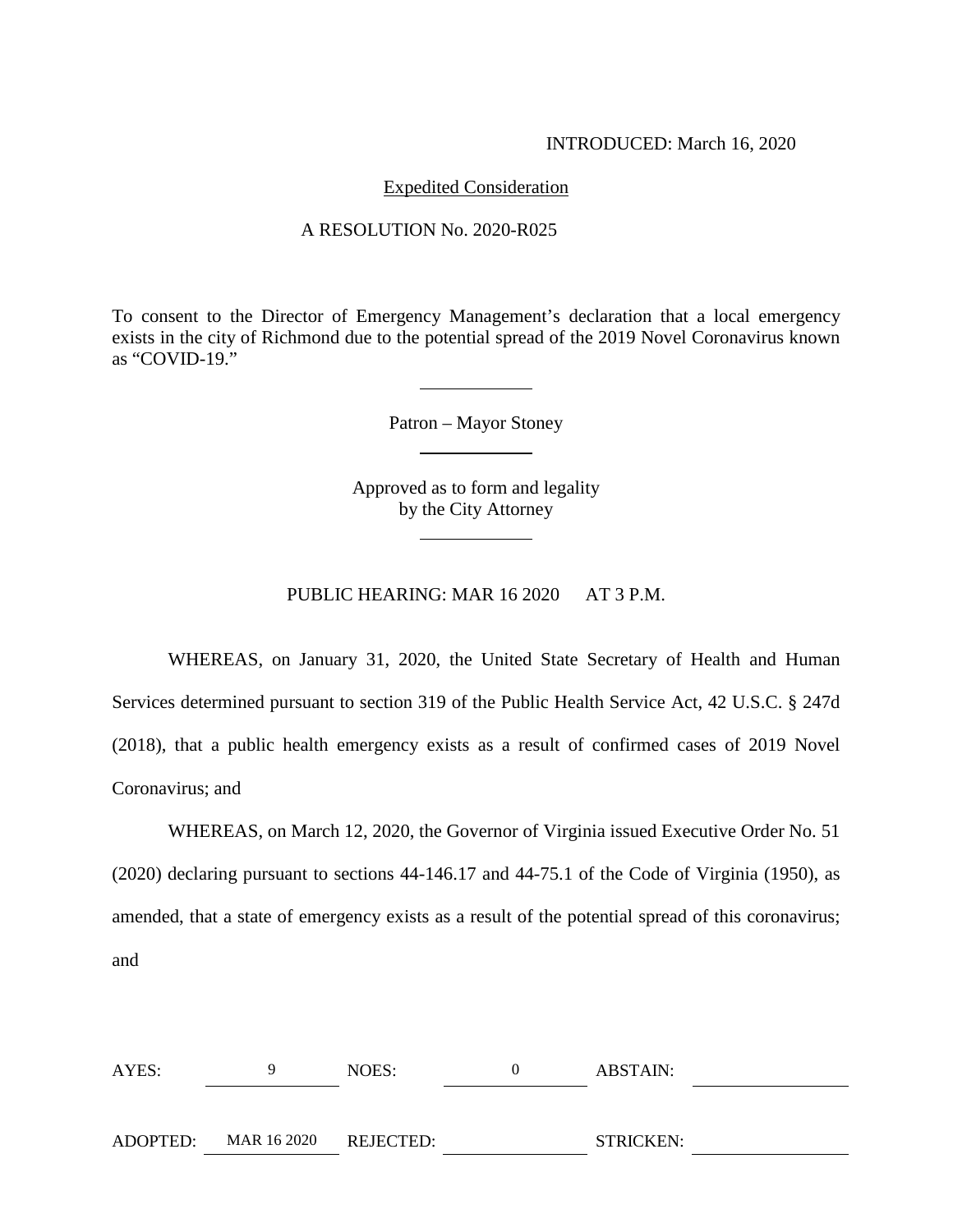INTRODUCED: March 16, 2020

Expedited Consideration

A RESOLUTION No. 2020-R025

To consent to the Director of Emergency Management's declaration that a local emergency exists in the city of Richmond due to the potential spread of the 2019 Novel Coronavirus known as "COVID-19."

---

Patron – Mayor Stoney

---

Approved as to form and legality
by the City Attorney

---

PUBLIC HEARING: MAR 16 2020 AT 3 P.M.

WHEREAS, on January 31, 2020, the United State Secretary of Health and Human Services determined pursuant to section 319 of the Public Health Service Act, 42 U.S.C. § 247d (2018), that a public health emergency exists as a result of confirmed cases of 2019 Novel Coronavirus; and

WHEREAS, on March 12, 2020, the Governor of Virginia issued Executive Order No. 51 (2020) declaring pursuant to sections 44-146.17 and 44-75.1 of the Code of Virginia (1950), as amended, that a state of emergency exists as a result of the potential spread of this coronavirus; and

| AYES: | 9 | NOES: | 0 | ABSTAIN: | |
|---|---|---|---|---|---|
| ADOPTED: | MAR 16 2020 | REJECTED: | | STRICKEN: | |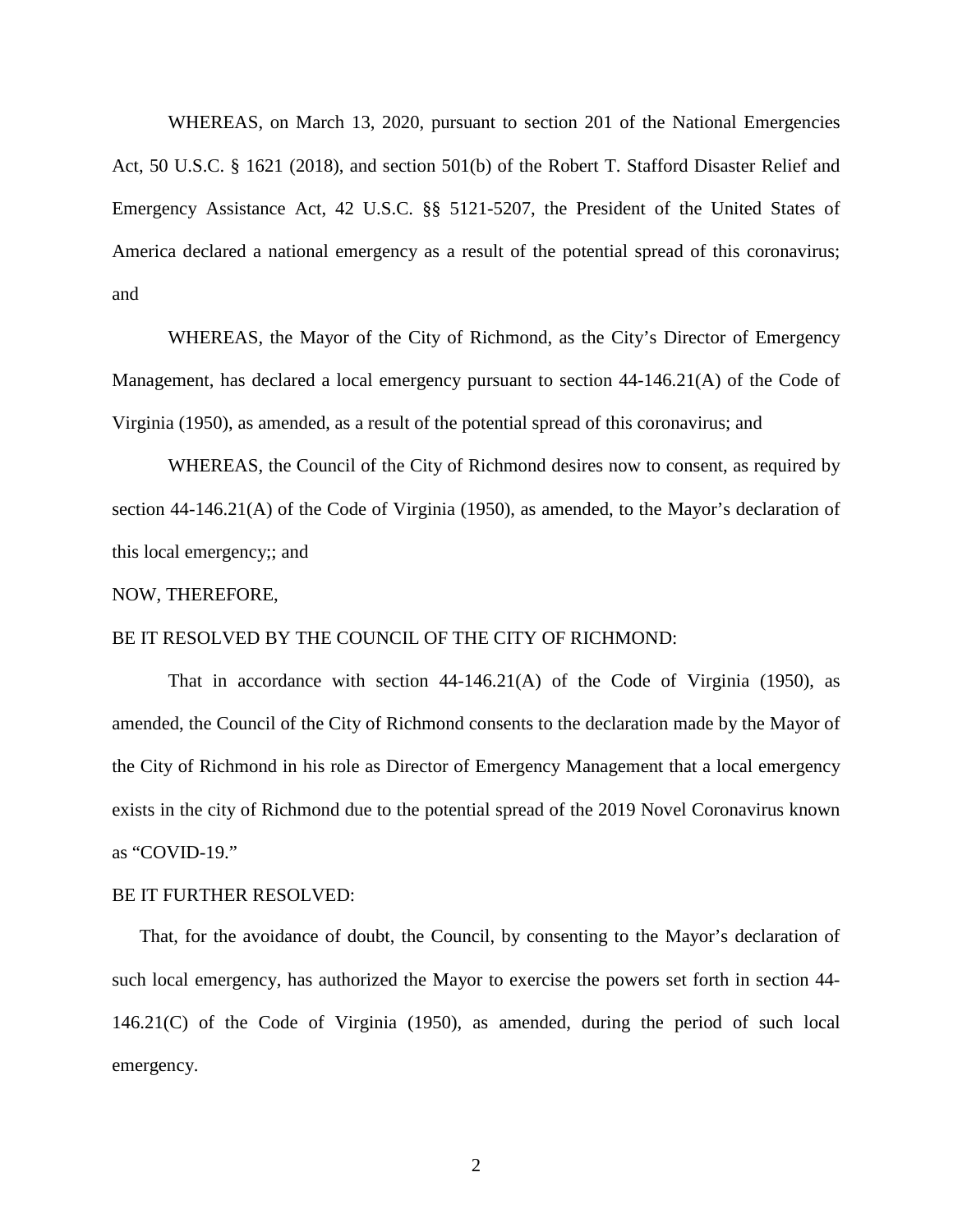WHEREAS, on March 13, 2020, pursuant to section 201 of the National Emergencies Act, 50 U.S.C. § 1621 (2018), and section 501(b) of the Robert T. Stafford Disaster Relief and Emergency Assistance Act, 42 U.S.C. §§ 5121-5207, the President of the United States of America declared a national emergency as a result of the potential spread of this coronavirus; and

WHEREAS, the Mayor of the City of Richmond, as the City's Director of Emergency Management, has declared a local emergency pursuant to section 44-146.21(A) of the Code of Virginia (1950), as amended, as a result of the potential spread of this coronavirus; and

WHEREAS, the Council of the City of Richmond desires now to consent, as required by section 44-146.21(A) of the Code of Virginia (1950), as amended, to the Mayor's declaration of this local emergency;; and

NOW, THEREFORE,

BE IT RESOLVED BY THE COUNCIL OF THE CITY OF RICHMOND:

That in accordance with section 44-146.21(A) of the Code of Virginia (1950), as amended, the Council of the City of Richmond consents to the declaration made by the Mayor of the City of Richmond in his role as Director of Emergency Management that a local emergency exists in the city of Richmond due to the potential spread of the 2019 Novel Coronavirus known as "COVID-19."

BE IT FURTHER RESOLVED:

That, for the avoidance of doubt, the Council, by consenting to the Mayor's declaration of such local emergency, has authorized the Mayor to exercise the powers set forth in section 44-146.21(C) of the Code of Virginia (1950), as amended, during the period of such local emergency.